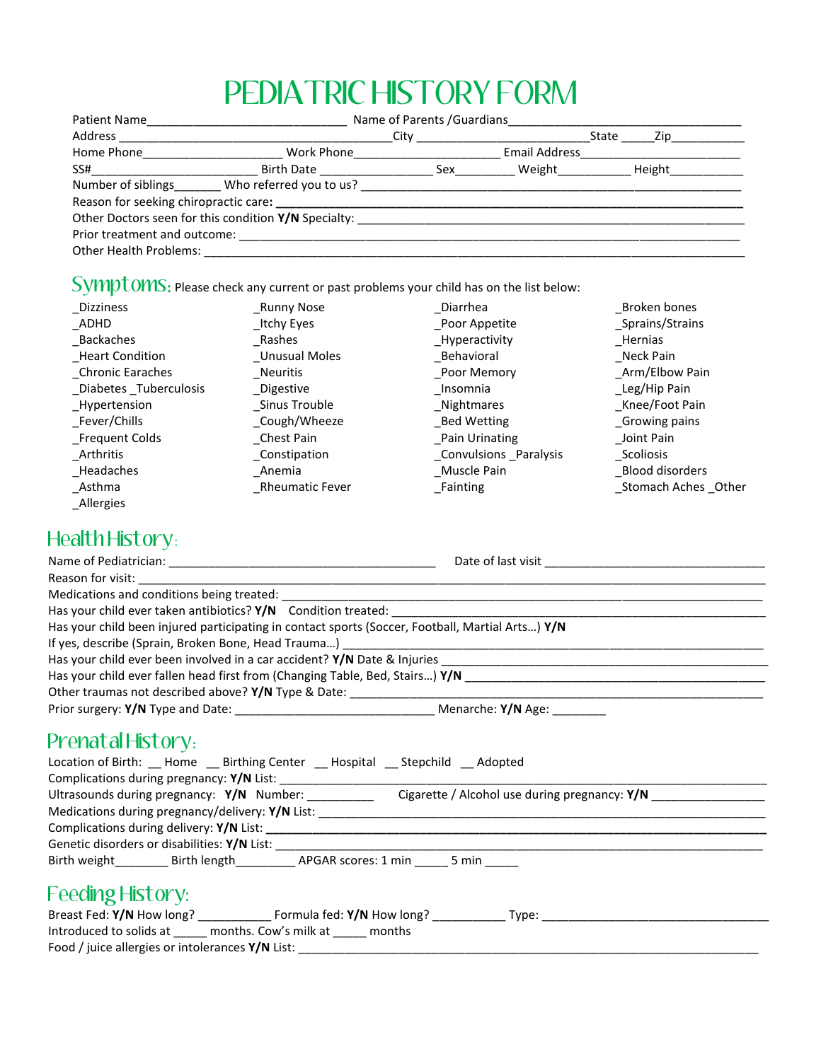# PEDIATRIC HISTORY FORM

Patient Name_______________________________ Name of Parents /Guardians___________________________________

Address ________________________________________City ___________________________State _____Zip___________

Home Phone_____________________ Work Phone_____________________ Email Address________________________

SS#_________________________ Birth Date _________________ Sex_________ Weight___________ Height___________

Number of siblings_______ Who referred you to us? ____________________________________________________________

Reason for seeking chiropractic care: ________________________________________________________________________

Other Doctors seen for this condition **Y/N** Specialty: ____________________________________________________________

Prior treatment and outcome: _____________________________________________________________________________

Other Health Problems: _________________________________________________________________________________

## Symptoms: Please check any current or past problems your child has on the list below:

_Dizziness
_ADHD
_Backaches
_Heart Condition
_Chronic Earaches
_Diabetes _Tuberculosis
_Hypertension
_Fever/Chills
_Frequent Colds
_Arthritis
_Headaches
_Asthma
_Allergies

_Runny Nose
_Itchy Eyes
_Rashes
_Unusual Moles
_Neuritis
_Digestive
_Sinus Trouble
_Cough/Wheeze
_Chest Pain
_Constipation
_Anemia
_Rheumatic Fever

_Diarrhea
_Poor Appetite
_Hyperactivity
_Behavioral
_Poor Memory
_Insomnia
_Nightmares
_Bed Wetting
_Pain Urinating
_Convulsions _Paralysis
_Muscle Pain
_Fainting

_Broken bones
_Sprains/Strains
_Hernias
_Neck Pain
_Arm/Elbow Pain
_Leg/Hip Pain
_Knee/Foot Pain
_Growing pains
_Joint Pain
_Scoliosis
_Blood disorders
_Stomach Aches _Other

## Health History:

Name of Pediatrician: ________________________________________ Date of last visit _________________________________

Reason for visit: _______________________________________________________________________________________

Medications and conditions being treated: ___________________________________________________________________

Has your child ever taken antibiotics? **Y/N** Condition treated: _____________________________________________________

Has your child been injured participating in contact sports (Soccer, Football, Martial Arts…) **Y/N**

If yes, describe (Sprain, Broken Bone, Head Trauma…) _______________________________________________________________

Has your child ever been involved in a car accident? **Y/N** Date & Injuries ______________________________________________

Has your child ever fallen head first from (Changing Table, Bed, Stairs…) **Y/N** _________________________________________

Other traumas not described above? **Y/N** Type & Date: ______________________________________________________________

Prior surgery: **Y/N** Type and Date: ______________________________ Menarche: **Y/N** Age: ________

## Prenatal History:

Location of Birth: __ Home __ Birthing Center __ Hospital __ Stepchild __ Adopted

Complications during pregnancy: **Y/N** List: _________________________________________________________________

Ultrasounds during pregnancy: **Y/N** Number: __________ Cigarette / Alcohol use during pregnancy: **Y/N** _________________

Medications during pregnancy/delivery: **Y/N** List: ______________________________________________________________

Complications during delivery: **Y/N** List: ___________________________________________________________________

Genetic disorders or disabilities: **Y/N** List: _________________________________________________________________

Birth weight________ Birth length_________ APGAR scores: 1 min _____ 5 min _____

## Feeding History:

Breast Fed: **Y/N** How long? ___________ Formula fed: **Y/N** How long? ___________ Type: __________________________________

Introduced to solids at _____ months. Cow's milk at _____ months

Food / juice allergies or intolerances **Y/N** List: ______________________________________________________________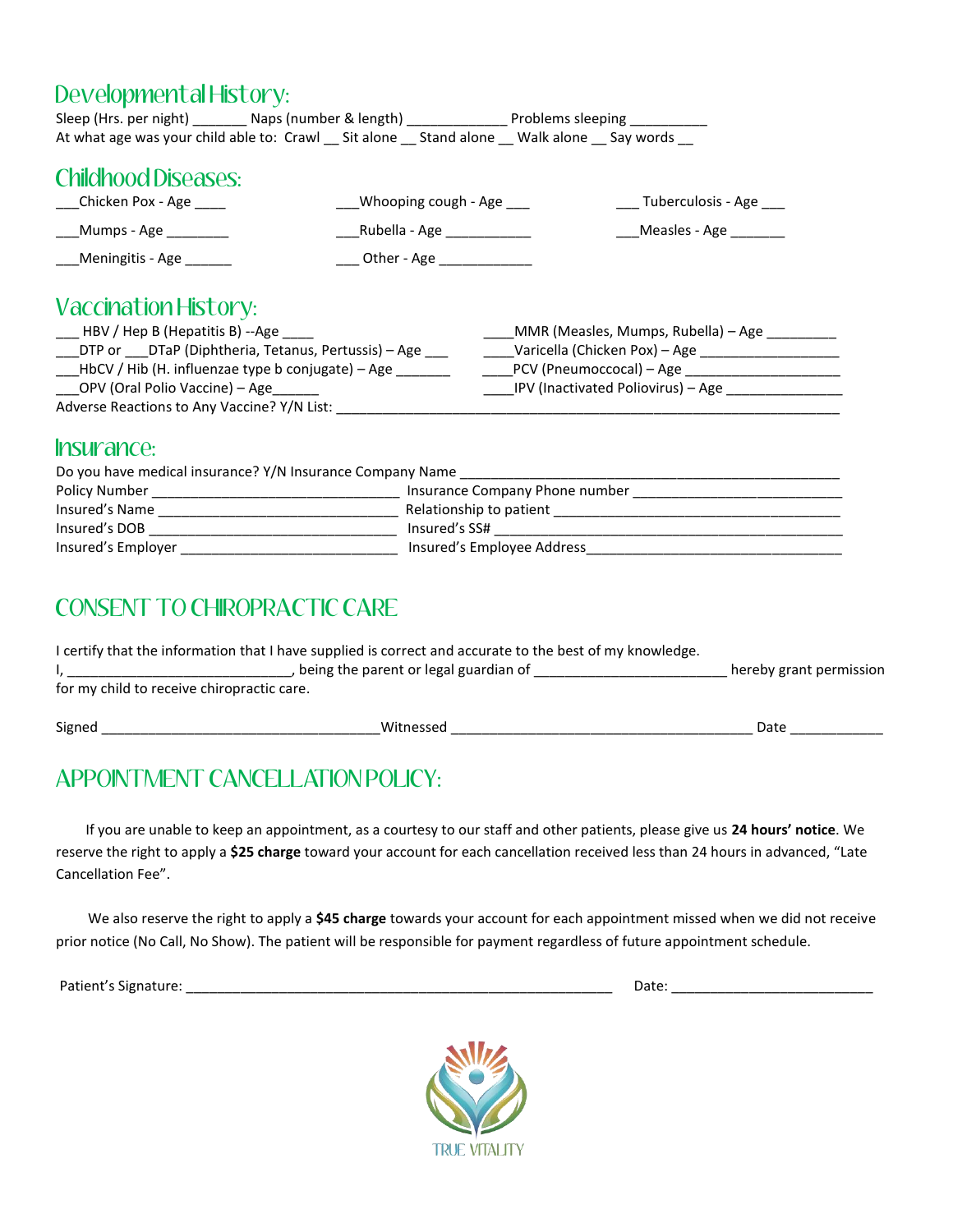## Developmental History:

Sleep (Hrs. per night) _______ Naps (number & length) _____________ Problems sleeping __________

At what age was your child able to: Crawl __ Sit alone __ Stand alone __ Walk alone __ Say words __

## Childhood Diseases:

___Chicken Pox - Age ____

___Whooping cough - Age ___

___ Tuberculosis - Age ___

___Mumps - Age ________

___Rubella - Age ___________

___Measles - Age _______

___Meningitis - Age ______

___ Other - Age ____________

## Vaccination History:

___ HBV / Hep B (Hepatitis B) --Age ____

___DTP or ___DTaP (Diphtheria, Tetanus, Pertussis) – Age ___

___HbCV / Hib (H. influenzae type b conjugate) – Age _______

___OPV (Oral Polio Vaccine) – Age______

____MMR (Measles, Mumps, Rubella) – Age _________

____Varicella (Chicken Pox) – Age __________________

____PCV (Pneumoccocal) – Age ___________________

____IPV (Inactivated Poliovirus) – Age _______________

Adverse Reactions to Any Vaccine? Y/N List: ______________________________________________________________________

## Insurance:

Do you have medical insurance? Y/N Insurance Company Name ___________________________________________________

Policy Number _______________________________ Insurance Company Phone number ___________________________

Insured's Name ______________________________ Relationship to patient _____________________________________

Insured's DOB _______________________________ Insured's SS# _____________________________________________

Insured's Employer ___________________________ Insured's Employee Address_________________________________

## CONSENT TO CHIROPRACTIC CARE

I certify that the information that I have supplied is correct and accurate to the best of my knowledge.

I, ____________________________, being the parent or legal guardian of ________________________ hereby grant permission for my child to receive chiropractic care.

Signed __________________________________Witnessed _____________________________________ Date ____________

## APPOINTMENT CANCELLATION POLICY:

If you are unable to keep an appointment, as a courtesy to our staff and other patients, please give us **24 hours' notice**. We reserve the right to apply a **$25 charge** toward your account for each cancellation received less than 24 hours in advanced, "Late Cancellation Fee".

We also reserve the right to apply a **$45 charge** towards your account for each appointment missed when we did not receive prior notice (No Call, No Show). The patient will be responsible for payment regardless of future appointment schedule.

Patient's Signature: ______________________________________________________ Date: _________________________

TRUE VITALITY